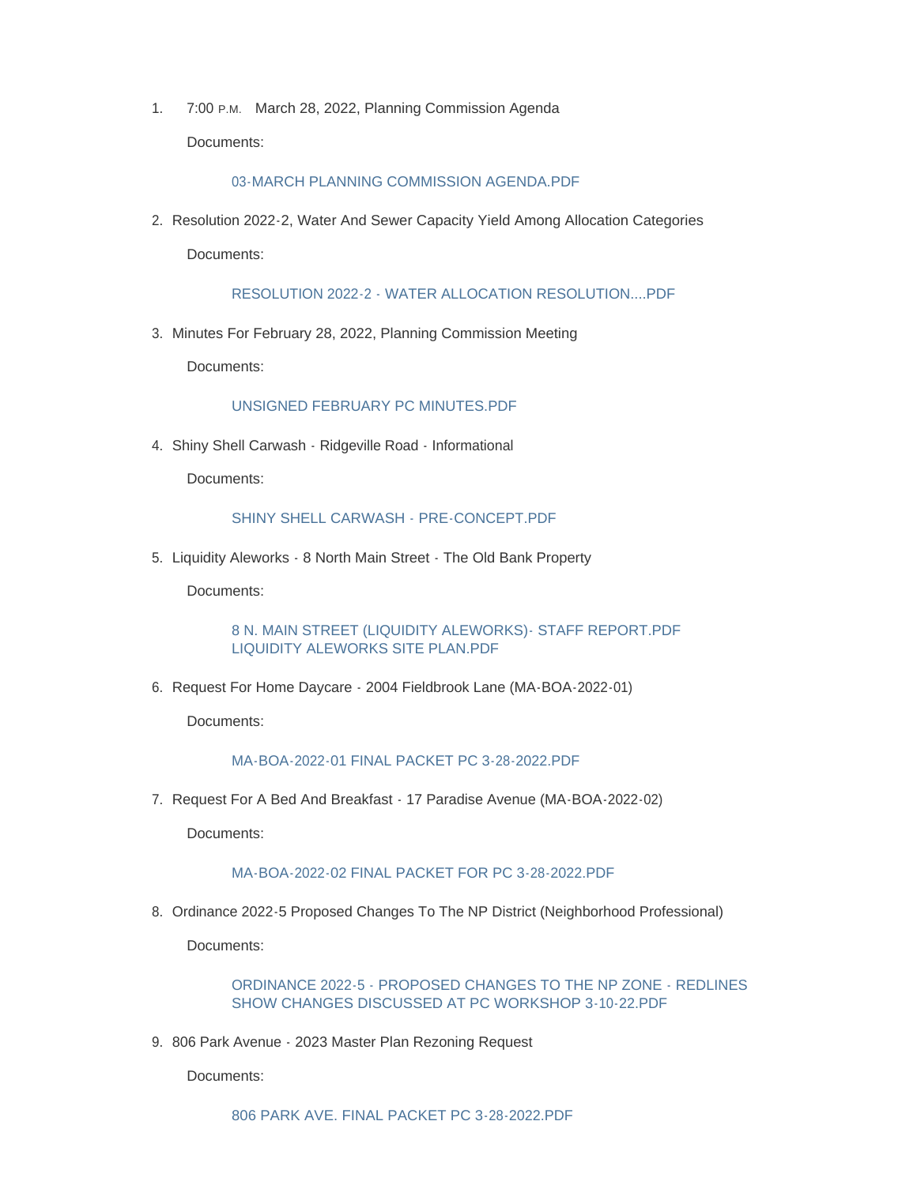1. 7:00 P.M. March 28, 2022, Planning Commission Agenda

   Documents:

   03-MARCH PLANNING COMMISSION AGENDA.PDF

2. Resolution 2022-2, Water And Sewer Capacity Yield Among Allocation Categories

   Documents:

   RESOLUTION 2022-2 - WATER ALLOCATION RESOLUTION....PDF

3. Minutes For February 28, 2022, Planning Commission Meeting

   Documents:

   UNSIGNED FEBRUARY PC MINUTES.PDF

4. Shiny Shell Carwash - Ridgeville Road - Informational

   Documents:

   SHINY SHELL CARWASH - PRE-CONCEPT.PDF

5. Liquidity Aleworks - 8 North Main Street - The Old Bank Property

   Documents:

   8 N. MAIN STREET (LIQUIDITY ALEWORKS)- STAFF REPORT.PDF
   LIQUIDITY ALEWORKS SITE PLAN.PDF

6. Request For Home Daycare - 2004 Fieldbrook Lane (MA-BOA-2022-01)

   Documents:

   MA-BOA-2022-01 FINAL PACKET PC 3-28-2022.PDF

7. Request For A Bed And Breakfast - 17 Paradise Avenue (MA-BOA-2022-02)

   Documents:

   MA-BOA-2022-02 FINAL PACKET FOR PC 3-28-2022.PDF

8. Ordinance 2022-5 Proposed Changes To The NP District (Neighborhood Professional)

   Documents:

   ORDINANCE 2022-5 - PROPOSED CHANGES TO THE NP ZONE - REDLINES SHOW CHANGES DISCUSSED AT PC WORKSHOP 3-10-22.PDF

9. 806 Park Avenue - 2023 Master Plan Rezoning Request

   Documents:

   806 PARK AVE. FINAL PACKET PC 3-28-2022.PDF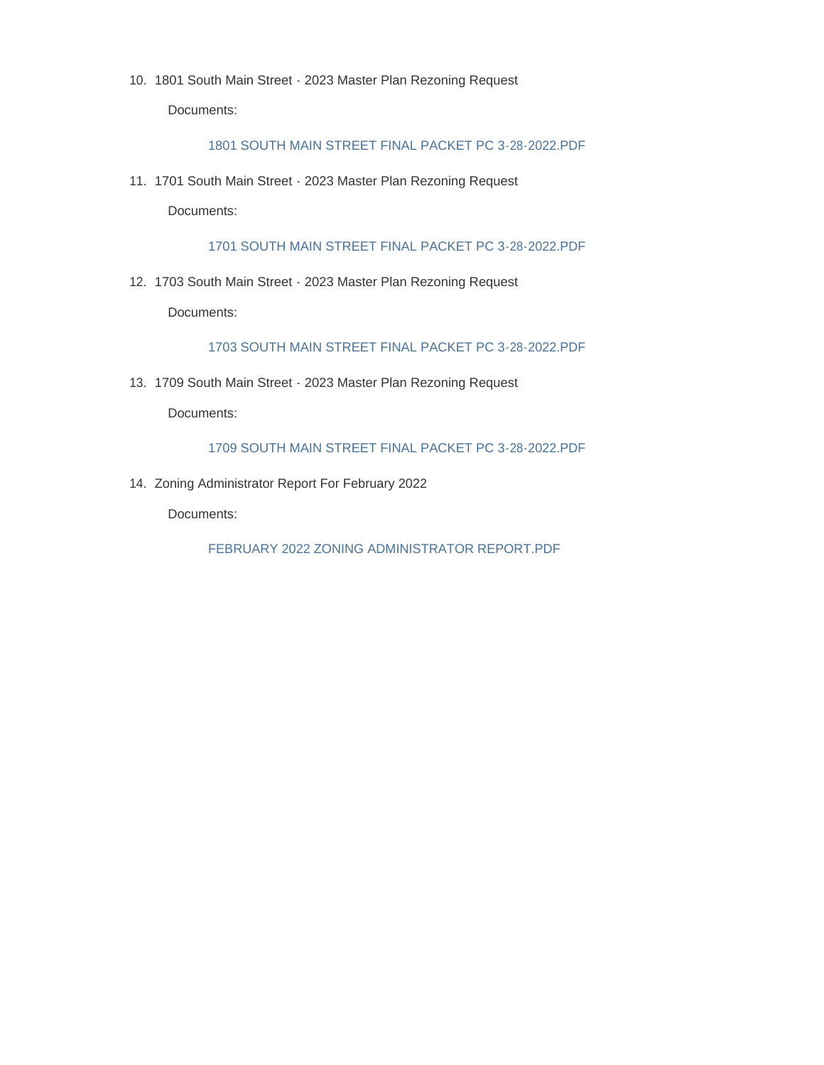10. 1801 South Main Street - 2023 Master Plan Rezoning Request

    Documents:

    1801 SOUTH MAIN STREET FINAL PACKET PC 3-28-2022.PDF

11. 1701 South Main Street - 2023 Master Plan Rezoning Request

    Documents:

    1701 SOUTH MAIN STREET FINAL PACKET PC 3-28-2022.PDF

12. 1703 South Main Street - 2023 Master Plan Rezoning Request

    Documents:

    1703 SOUTH MAIN STREET FINAL PACKET PC 3-28-2022.PDF

13. 1709 South Main Street - 2023 Master Plan Rezoning Request

    Documents:

    1709 SOUTH MAIN STREET FINAL PACKET PC 3-28-2022.PDF

14. Zoning Administrator Report For February 2022

    Documents:

    FEBRUARY 2022 ZONING ADMINISTRATOR REPORT.PDF